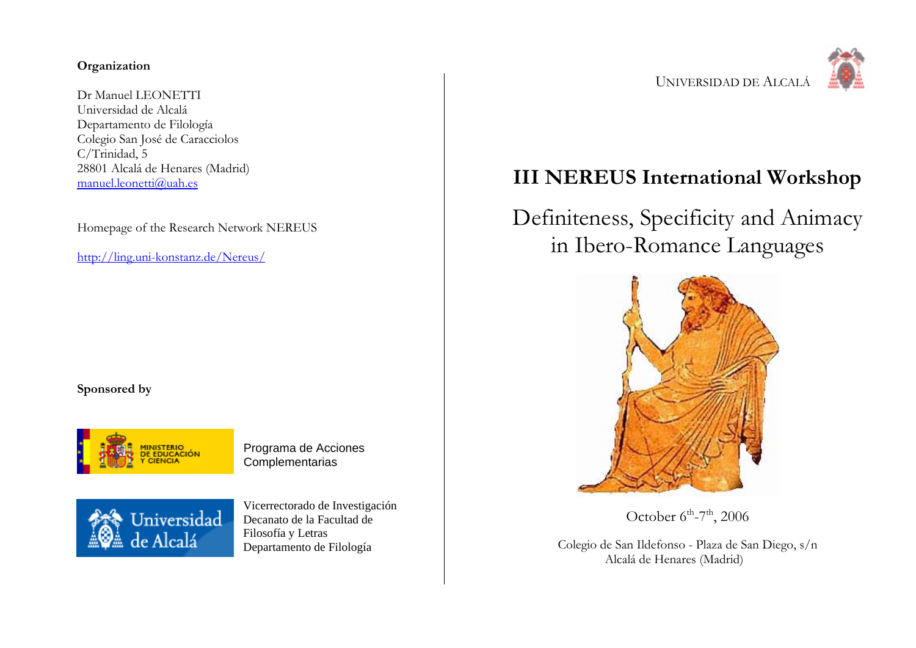**Organization**

Dr Manuel LEONETTI
Universidad de Alcalá
Departamento de Filología
Colegio San José de Caracciolos
C/Trinidad, 5
28801 Alcalá de Henares (Madrid)
manuel.leonetti@uah.es

Homepage of the Research Network NEREUS

http://ling.uni-konstanz.de/Nereus/

**Sponsored by**

Programa de Acciones Complementarias

Vicerrectorado de Investigación
Decanato de la Facultad de Filosofía y Letras
Departamento de Filología

UNIVERSIDAD DE ALCALÁ

# III NEREUS International Workshop

## Definiteness, Specificity and Animacy in Ibero-Romance Languages

October 6th-7th, 2006

Colegio de San Ildefonso - Plaza de San Diego, s/n
Alcalá de Henares (Madrid)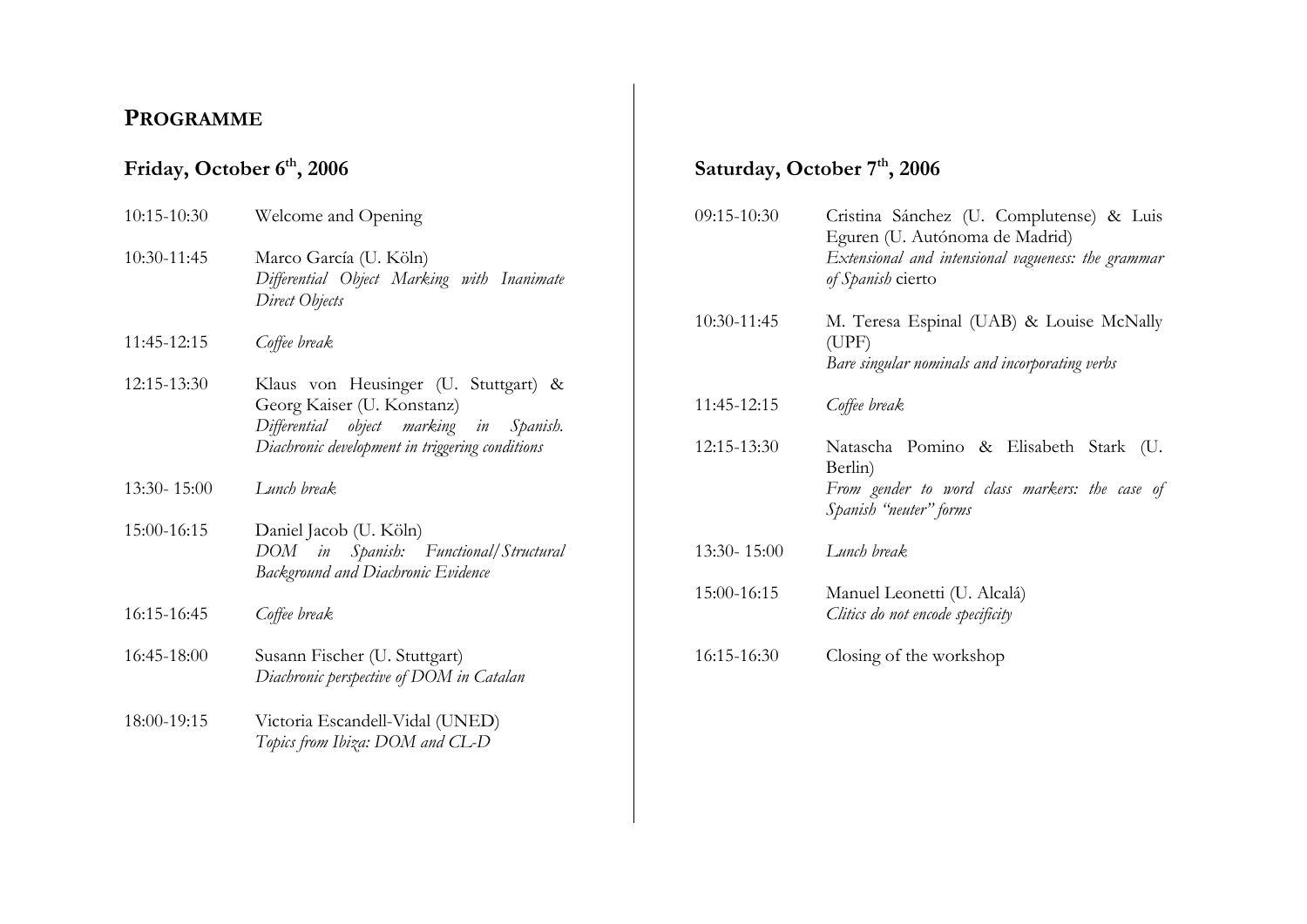## PROGRAMME

### Friday, October 6th, 2006

| | |
|---|---|
| 10:15-10:30 | Welcome and Opening |
| 10:30-11:45 | Marco García (U. Köln)<br>*Differential Object Marking with Inanimate Direct Objects* |
| 11:45-12:15 | *Coffee break* |
| 12:15-13:30 | Klaus von Heusinger (U. Stuttgart) & Georg Kaiser (U. Konstanz)<br>*Differential object marking in Spanish. Diachronic development in triggering conditions* |
| 13:30- 15:00 | *Lunch break* |
| 15:00-16:15 | Daniel Jacob (U. Köln)<br>*DOM in Spanish: Functional/Structural Background and Diachronic Evidence* |
| 16:15-16:45 | *Coffee break* |
| 16:45-18:00 | Susann Fischer (U. Stuttgart)<br>*Diachronic perspective of DOM in Catalan* |
| 18:00-19:15 | Victoria Escandell-Vidal (UNED)<br>*Topics from Ibiza: DOM and CL-D* |

### Saturday, October 7th, 2006

| | |
|---|---|
| 09:15-10:30 | Cristina Sánchez (U. Complutense) & Luis Eguren (U. Autónoma de Madrid)<br>*Extensional and intensional vagueness: the grammar of Spanish* cierto |
| 10:30-11:45 | M. Teresa Espinal (UAB) & Louise McNally (UPF)<br>*Bare singular nominals and incorporating verbs* |
| 11:45-12:15 | *Coffee break* |
| 12:15-13:30 | Natascha Pomino & Elisabeth Stark (U. Berlin)<br>*From gender to word class markers: the case of Spanish "neuter" forms* |
| 13:30- 15:00 | *Lunch break* |
| 15:00-16:15 | Manuel Leonetti (U. Alcalá)<br>*Clitics do not encode specificity* |
| 16:15-16:30 | Closing of the workshop |